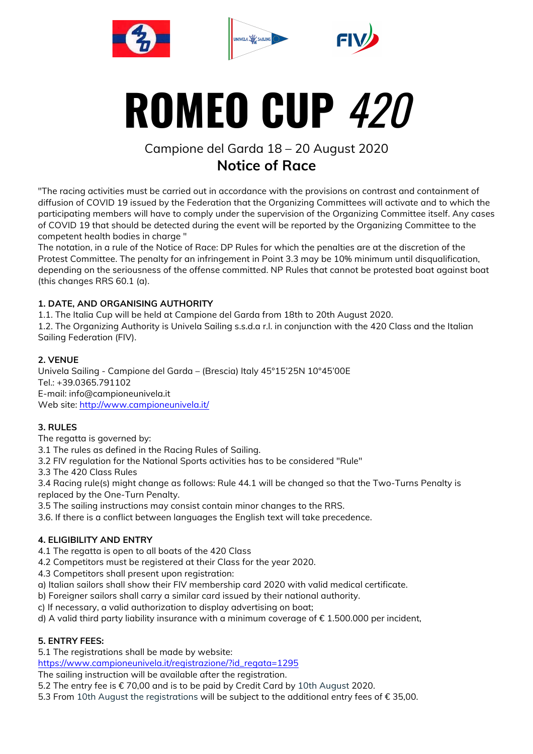# ROMEO CUP *420*

Campione del Garda 18 – 20 August 2020

## Notice of Race

"The racing activities must be carried out in accordance with the provisions on contrast and containment of diffusion of COVID 19 issued by the Federation that the Organizing Committees will activate and to which the participating members will have to comply under the supervision of the Organizing Committee itself. Any cases of COVID 19 that should be detected during the event will be reported by the Organizing Committee to the competent health bodies in charge "
The notation, in a rule of the Notice of Race: DP Rules for which the penalties are at the discretion of the Protest Committee. The penalty for an infringement in Point 3.3 may be 10% minimum until disqualification, depending on the seriousness of the offense committed. NP Rules that cannot be protested boat against boat (this changes RRS 60.1 (a).

**1. DATE, AND ORGANISING AUTHORITY**
1.1. The Italia Cup will be held at Campione del Garda from 18th to 20th August 2020.
1.2. The Organizing Authority is Univela Sailing s.s.d.a r.l. in conjunction with the 420 Class and the Italian Sailing Federation (FIV).

**2. VENUE**
Univela Sailing - Campione del Garda – (Brescia) Italy 45°15'25N 10°45'00E
Tel.: +39.0365.791102
E-mail: info@campioneunivela.it
Web site: http://www.campioneunivela.it/

**3. RULES**
The regatta is governed by:
3.1 The rules as defined in the Racing Rules of Sailing.
3.2 FIV regulation for the National Sports activities has to be considered "Rule"
3.3 The 420 Class Rules
3.4 Racing rule(s) might change as follows: Rule 44.1 will be changed so that the Two-Turns Penalty is replaced by the One-Turn Penalty.
3.5 The sailing instructions may consist contain minor changes to the RRS.
3.6. If there is a conflict between languages the English text will take precedence.

**4. ELIGIBILITY AND ENTRY**
4.1 The regatta is open to all boats of the 420 Class
4.2 Competitors must be registered at their Class for the year 2020.
4.3 Competitors shall present upon registration:
a) Italian sailors shall show their FIV membership card 2020 with valid medical certificate.
b) Foreigner sailors shall carry a similar card issued by their national authority.
c) If necessary, a valid authorization to display advertising on boat;
d) A valid third party liability insurance with a minimum coverage of € 1.500.000 per incident,

**5. ENTRY FEES:**
5.1 The registrations shall be made by website:
https://www.campioneunivela.it/registrazione/?id_regata=1295
The sailing instruction will be available after the registration.
5.2 The entry fee is € 70,00 and is to be paid by Credit Card by 10th August 2020.
5.3 From 10th August the registrations will be subject to the additional entry fees of € 35,00.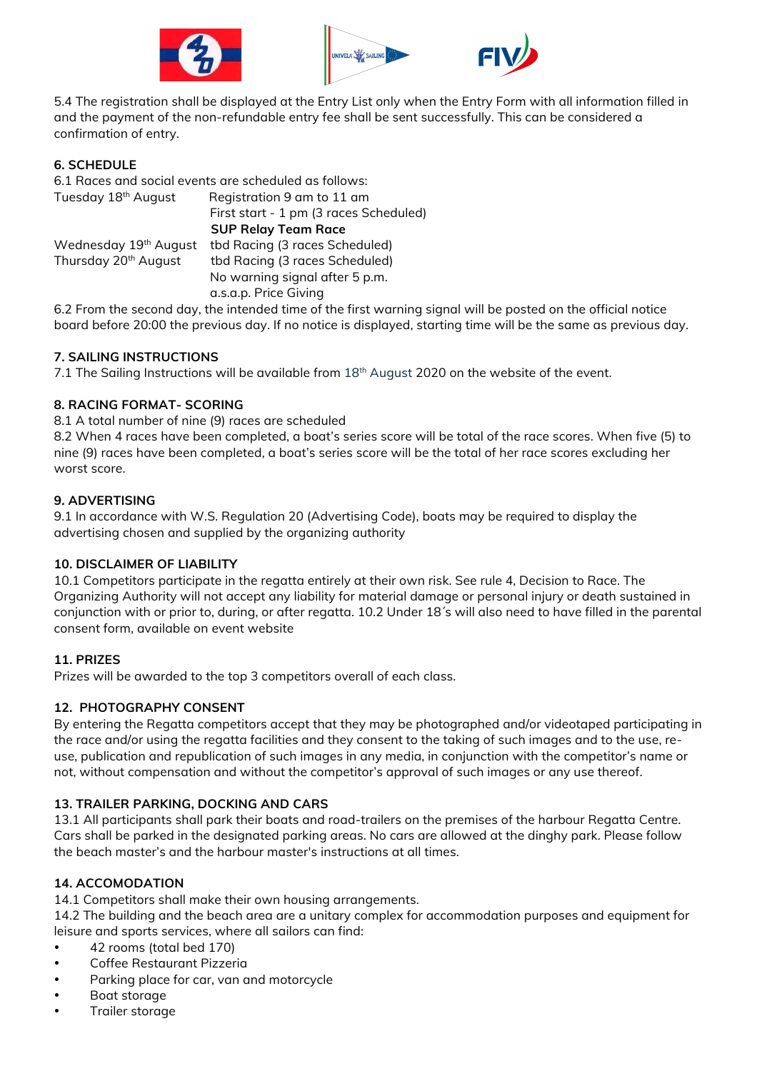5.4 The registration shall be displayed at the Entry List only when the Entry Form with all information filled in and the payment of the non-refundable entry fee shall be sent successfully. This can be considered a confirmation of entry.

**6. SCHEDULE**

6.1 Races and social events are scheduled as follows:

| | |
|---|---|
| Tuesday 18th August | Registration 9 am to 11 am |
| | First start - 1 pm (3 races Scheduled) |
| | **SUP Relay Team Race** |
| Wednesday 19th August | tbd Racing (3 races Scheduled) |
| Thursday 20th August | tbd Racing (3 races Scheduled) |
| | No warning signal after 5 p.m. |
| | a.s.a.p. Price Giving |

6.2 From the second day, the intended time of the first warning signal will be posted on the official notice board before 20:00 the previous day. If no notice is displayed, starting time will be the same as previous day.

**7. SAILING INSTRUCTIONS**

7.1 The Sailing Instructions will be available from 18th August 2020 on the website of the event.

**8. RACING FORMAT- SCORING**

8.1 A total number of nine (9) races are scheduled

8.2 When 4 races have been completed, a boat's series score will be total of the race scores. When five (5) to nine (9) races have been completed, a boat's series score will be the total of her race scores excluding her worst score.

**9. ADVERTISING**

9.1 In accordance with W.S. Regulation 20 (Advertising Code), boats may be required to display the advertising chosen and supplied by the organizing authority

**10. DISCLAIMER OF LIABILITY**

10.1 Competitors participate in the regatta entirely at their own risk. See rule 4, Decision to Race. The Organizing Authority will not accept any liability for material damage or personal injury or death sustained in conjunction with or prior to, during, or after regatta. 10.2 Under 18´s will also need to have filled in the parental consent form, available on event website

**11. PRIZES**

Prizes will be awarded to the top 3 competitors overall of each class.

**12. PHOTOGRAPHY CONSENT**

By entering the Regatta competitors accept that they may be photographed and/or videotaped participating in the race and/or using the regatta facilities and they consent to the taking of such images and to the use, re-use, publication and republication of such images in any media, in conjunction with the competitor's name or not, without compensation and without the competitor's approval of such images or any use thereof.

**13. TRAILER PARKING, DOCKING AND CARS**

13.1 All participants shall park their boats and road-trailers on the premises of the harbour Regatta Centre. Cars shall be parked in the designated parking areas. No cars are allowed at the dinghy park. Please follow the beach master's and the harbour master's instructions at all times.

**14. ACCOMODATION**

14.1 Competitors shall make their own housing arrangements.

14.2 The building and the beach area are a unitary complex for accommodation purposes and equipment for leisure and sports services, where all sailors can find:

- 42 rooms (total bed 170)
- Coffee Restaurant Pizzeria
- Parking place for car, van and motorcycle
- Boat storage
- Trailer storage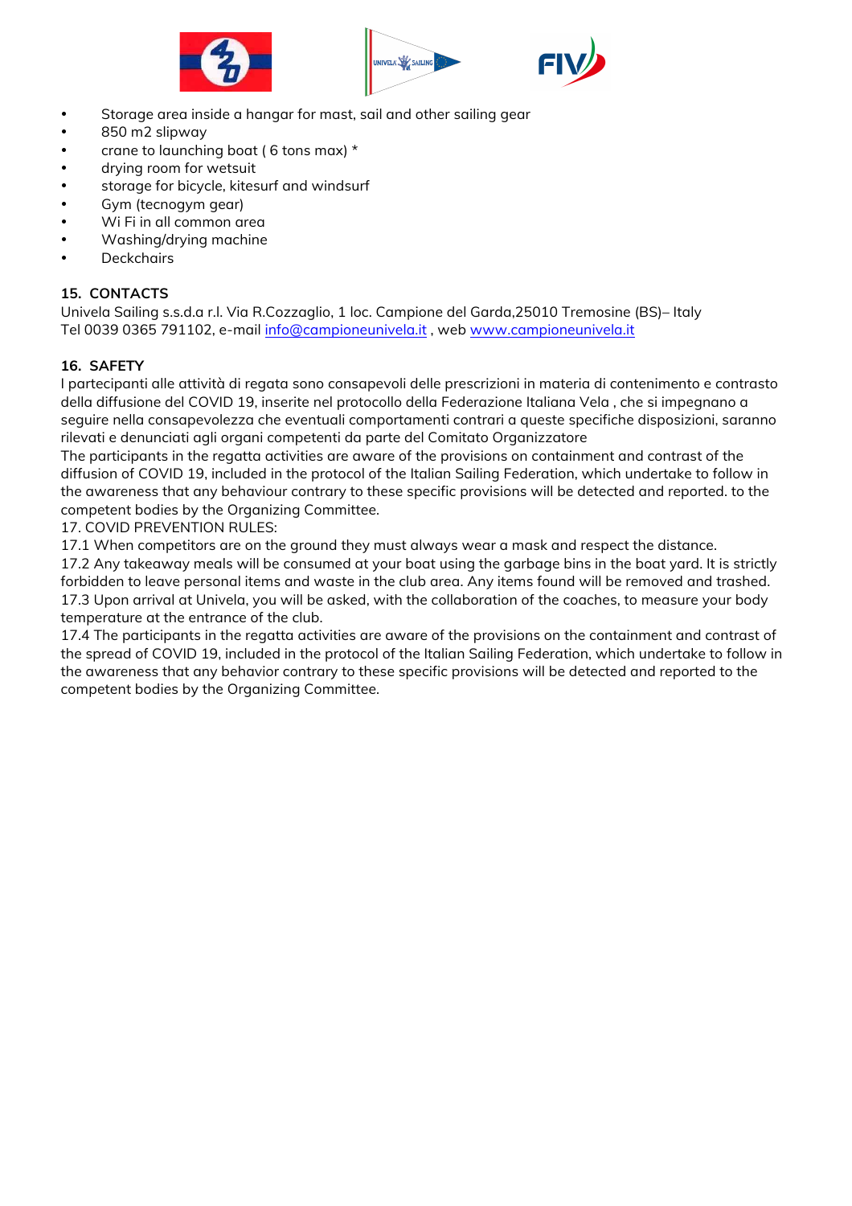- Storage area inside a hangar for mast, sail and other sailing gear
- 850 m2 slipway
- crane to launching boat ( 6 tons max) *
- drying room for wetsuit
- storage for bicycle, kitesurf and windsurf
- Gym (tecnogym gear)
- Wi Fi in all common area
- Washing/drying machine
- Deckchairs

**15. CONTACTS**

Univela Sailing s.s.d.a r.l. Via R.Cozzaglio, 1 loc. Campione del Garda,25010 Tremosine (BS)– Italy
Tel 0039 0365 791102, e-mail info@campioneunivela.it , web www.campioneunivela.it

**16. SAFETY**

I partecipanti alle attività di regata sono consapevoli delle prescrizioni in materia di contenimento e contrasto della diffusione del COVID 19, inserite nel protocollo della Federazione Italiana Vela , che si impegnano a seguire nella consapevolezza che eventuali comportamenti contrari a queste specifiche disposizioni, saranno rilevati e denunciati agli organi competenti da parte del Comitato Organizzatore
The participants in the regatta activities are aware of the provisions on containment and contrast of the diffusion of COVID 19, included in the protocol of the Italian Sailing Federation, which undertake to follow in the awareness that any behaviour contrary to these specific provisions will be detected and reported. to the competent bodies by the Organizing Committee.
17. COVID PREVENTION RULES:
17.1 When competitors are on the ground they must always wear a mask and respect the distance.
17.2 Any takeaway meals will be consumed at your boat using the garbage bins in the boat yard. It is strictly forbidden to leave personal items and waste in the club area. Any items found will be removed and trashed.
17.3 Upon arrival at Univela, you will be asked, with the collaboration of the coaches, to measure your body temperature at the entrance of the club.
17.4 The participants in the regatta activities are aware of the provisions on the containment and contrast of the spread of COVID 19, included in the protocol of the Italian Sailing Federation, which undertake to follow in the awareness that any behavior contrary to these specific provisions will be detected and reported to the competent bodies by the Organizing Committee.